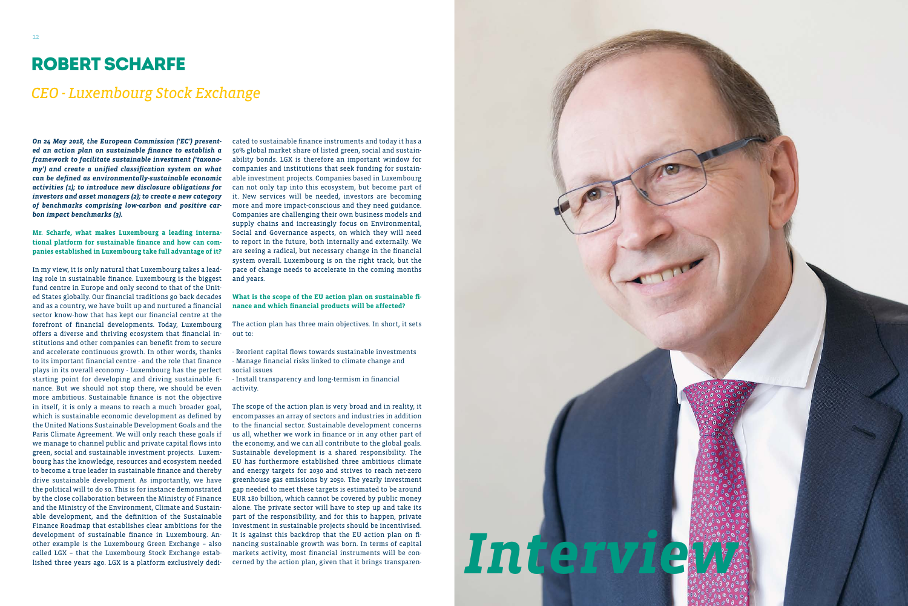# ROBERT SCHARFE

## *CEO - Luxembourg Stock Exchange*

***On 24 May 2018, the European Commission ('EC') presented an action plan on sustainable finance to establish a framework to facilitate sustainable investment ('taxonomy') and create a unified classification system on what can be defined as environmentally-sustainable economic activities (1); to introduce new disclosure obligations for investors and asset managers (2); to create a new category of benchmarks comprising low-carbon and positive carbon impact benchmarks (3).***

**Mr. Scharfe, what makes Luxembourg a leading international platform for sustainable finance and how can companies established in Luxembourg take full advantage of it?**

In my view, it is only natural that Luxembourg takes a leading role in sustainable finance. Luxembourg is the biggest fund centre in Europe and only second to that of the United States globally. Our financial traditions go back decades and as a country, we have built up and nurtured a financial sector know-how that has kept our financial centre at the forefront of financial developments. Today, Luxembourg offers a diverse and thriving ecosystem that financial institutions and other companies can benefit from to secure and accelerate continuous growth. In other words, thanks to its important financial centre - and the role that finance plays in its overall economy - Luxembourg has the perfect starting point for developing and driving sustainable finance. But we should not stop there, we should be even more ambitious. Sustainable finance is not the objective in itself, it is only a means to reach a much broader goal, which is sustainable economic development as defined by the United Nations Sustainable Development Goals and the Paris Climate Agreement. We will only reach these goals if we manage to channel public and private capital flows into green, social and sustainable investment projects. Luxembourg has the knowledge, resources and ecosystem needed to become a true leader in sustainable finance and thereby drive sustainable development. As importantly, we have the political will to do so. This is for instance demonstrated by the close collaboration between the Ministry of Finance and the Ministry of the Environment, Climate and Sustainable development, and the definition of the Sustainable Finance Roadmap that establishes clear ambitions for the development of sustainable finance in Luxembourg. Another example is the Luxembourg Green Exchange – also called LGX – that the Luxembourg Stock Exchange established three years ago. LGX is a platform exclusively dedicated to sustainable finance instruments and today it has a 50% global market share of listed green, social and sustainability bonds. LGX is therefore an important window for companies and institutions that seek funding for sustainable investment projects. Companies based in Luxembourg can not only tap into this ecosystem, but become part of it. New services will be needed, investors are becoming more and more impact-conscious and they need guidance. Companies are challenging their own business models and supply chains and increasingly focus on Environmental, Social and Governance aspects, on which they will need to report in the future, both internally and externally. We are seeing a radical, but necessary change in the financial system overall. Luxembourg is on the right track, but the pace of change needs to accelerate in the coming months and years.

**What is the scope of the EU action plan on sustainable finance and which financial products will be affected?**

The action plan has three main objectives. In short, it sets out to:

- Reorient capital flows towards sustainable investments
- Manage financial risks linked to climate change and social issues
- Install transparency and long-termism in financial activity.

The scope of the action plan is very broad and in reality, it encompasses an array of sectors and industries in addition to the financial sector. Sustainable development concerns us all, whether we work in finance or in any other part of the economy, and we can all contribute to the global goals. Sustainable development is a shared responsibility. The EU has furthermore established three ambitious climate and energy targets for 2030 and strives to reach net-zero greenhouse gas emissions by 2050. The yearly investment gap needed to meet these targets is estimated to be around EUR 180 billion, which cannot be covered by public money alone. The private sector will have to step up and take its part of the responsibility, and for this to happen, private investment in sustainable projects should be incentivised. It is against this backdrop that the EU action plan on financing sustainable growth was born. In terms of capital markets activity, most financial instruments will be concerned by the action plan, given that it brings transparen-

*Interview*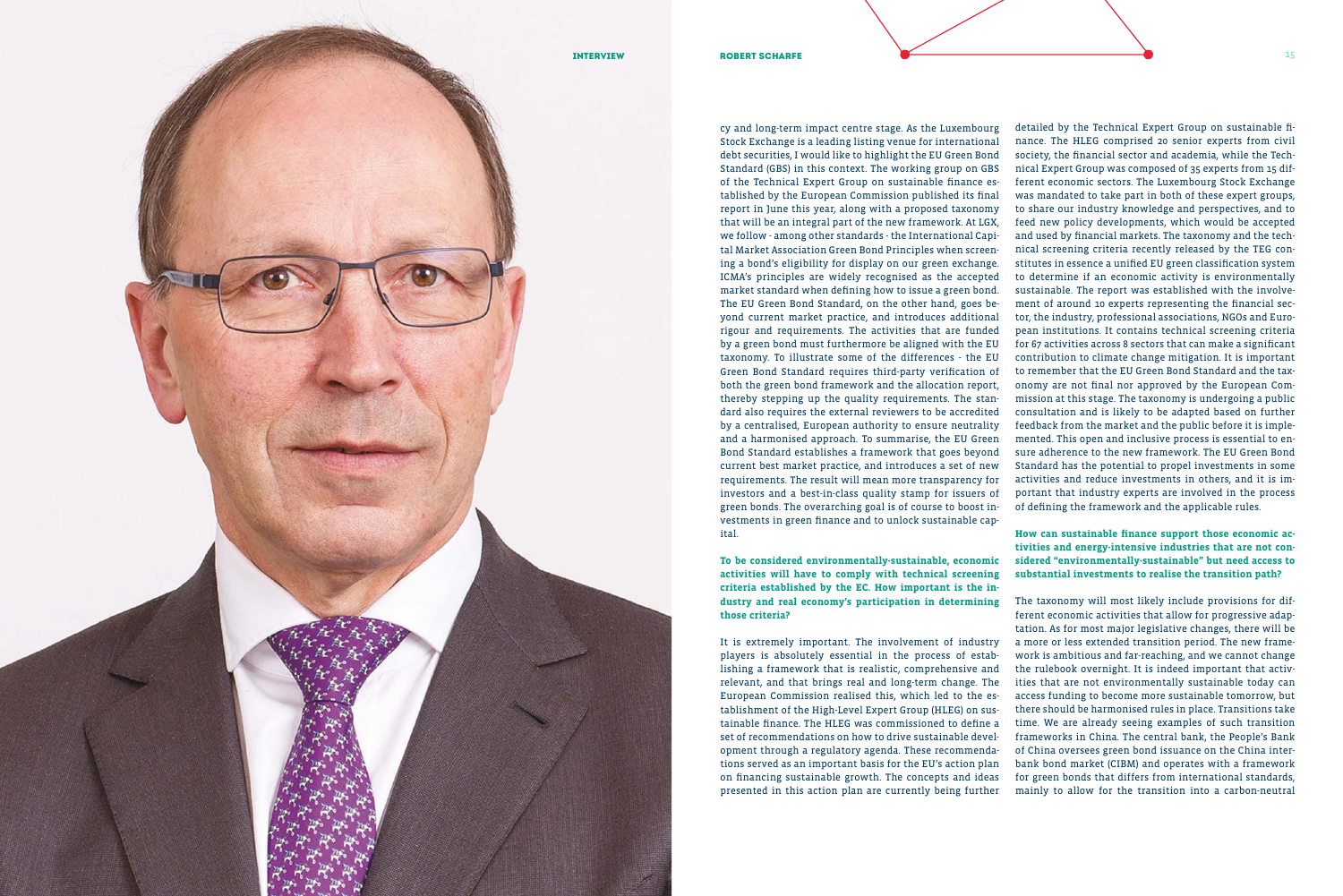cy and long-term impact centre stage. As the Luxembourg Stock Exchange is a leading listing venue for international debt securities, I would like to highlight the EU Green Bond Standard (GBS) in this context. The working group on GBS of the Technical Expert Group on sustainable finance established by the European Commission published its final report in June this year, along with a proposed taxonomy that will be an integral part of the new framework. At LGX, we follow - among other standards - the International Capital Market Association Green Bond Principles when screening a bond's eligibility for display on our green exchange. ICMA's principles are widely recognised as the accepted market standard when defining how to issue a green bond. The EU Green Bond Standard, on the other hand, goes beyond current market practice, and introduces additional rigour and requirements. The activities that are funded by a green bond must furthermore be aligned with the EU taxonomy. To illustrate some of the differences - the EU Green Bond Standard requires third-party verification of both the green bond framework and the allocation report, thereby stepping up the quality requirements. The standard also requires the external reviewers to be accredited by a centralised, European authority to ensure neutrality and a harmonised approach. To summarise, the EU Green Bond Standard establishes a framework that goes beyond current best market practice, and introduces a set of new requirements. The result will mean more transparency for investors and a best-in-class quality stamp for issuers of green bonds. The overarching goal is of course to boost investments in green finance and to unlock sustainable capital.

**To be considered environmentally-sustainable, economic activities will have to comply with technical screening criteria established by the EC. How important is the industry and real economy's participation in determining those criteria?**

It is extremely important. The involvement of industry players is absolutely essential in the process of establishing a framework that is realistic, comprehensive and relevant, and that brings real and long-term change. The European Commission realised this, which led to the establishment of the High-Level Expert Group (HLEG) on sustainable finance. The HLEG was commissioned to define a set of recommendations on how to drive sustainable development through a regulatory agenda. These recommendations served as an important basis for the EU's action plan on financing sustainable growth. The concepts and ideas presented in this action plan are currently being further detailed by the Technical Expert Group on sustainable finance. The HLEG comprised 20 senior experts from civil society, the financial sector and academia, while the Technical Expert Group was composed of 35 experts from 15 different economic sectors. The Luxembourg Stock Exchange was mandated to take part in both of these expert groups, to share our industry knowledge and perspectives, and to feed new policy developments, which would be accepted and used by financial markets. The taxonomy and the technical screening criteria recently released by the TEG constitutes in essence a unified EU green classification system to determine if an economic activity is environmentally sustainable. The report was established with the involvement of around 10 experts representing the financial sector, the industry, professional associations, NGOs and European institutions. It contains technical screening criteria for 67 activities across 8 sectors that can make a significant contribution to climate change mitigation. It is important to remember that the EU Green Bond Standard and the taxonomy are not final nor approved by the European Commission at this stage. The taxonomy is undergoing a public consultation and is likely to be adapted based on further feedback from the market and the public before it is implemented. This open and inclusive process is essential to ensure adherence to the new framework. The EU Green Bond Standard has the potential to propel investments in some activities and reduce investments in others, and it is important that industry experts are involved in the process of defining the framework and the applicable rules.

**How can sustainable finance support those economic activities and energy-intensive industries that are not considered "environmentally-sustainable" but need access to substantial investments to realise the transition path?**

The taxonomy will most likely include provisions for different economic activities that allow for progressive adaptation. As for most major legislative changes, there will be a more or less extended transition period. The new framework is ambitious and far-reaching, and we cannot change the rulebook overnight. It is indeed important that activities that are not environmentally sustainable today can access funding to become more sustainable tomorrow, but there should be harmonised rules in place. Transitions take time. We are already seeing examples of such transition frameworks in China. The central bank, the People's Bank of China oversees green bond issuance on the China interbank bond market (CIBM) and operates with a framework for green bonds that differs from international standards, mainly to allow for the transition into a carbon-neutral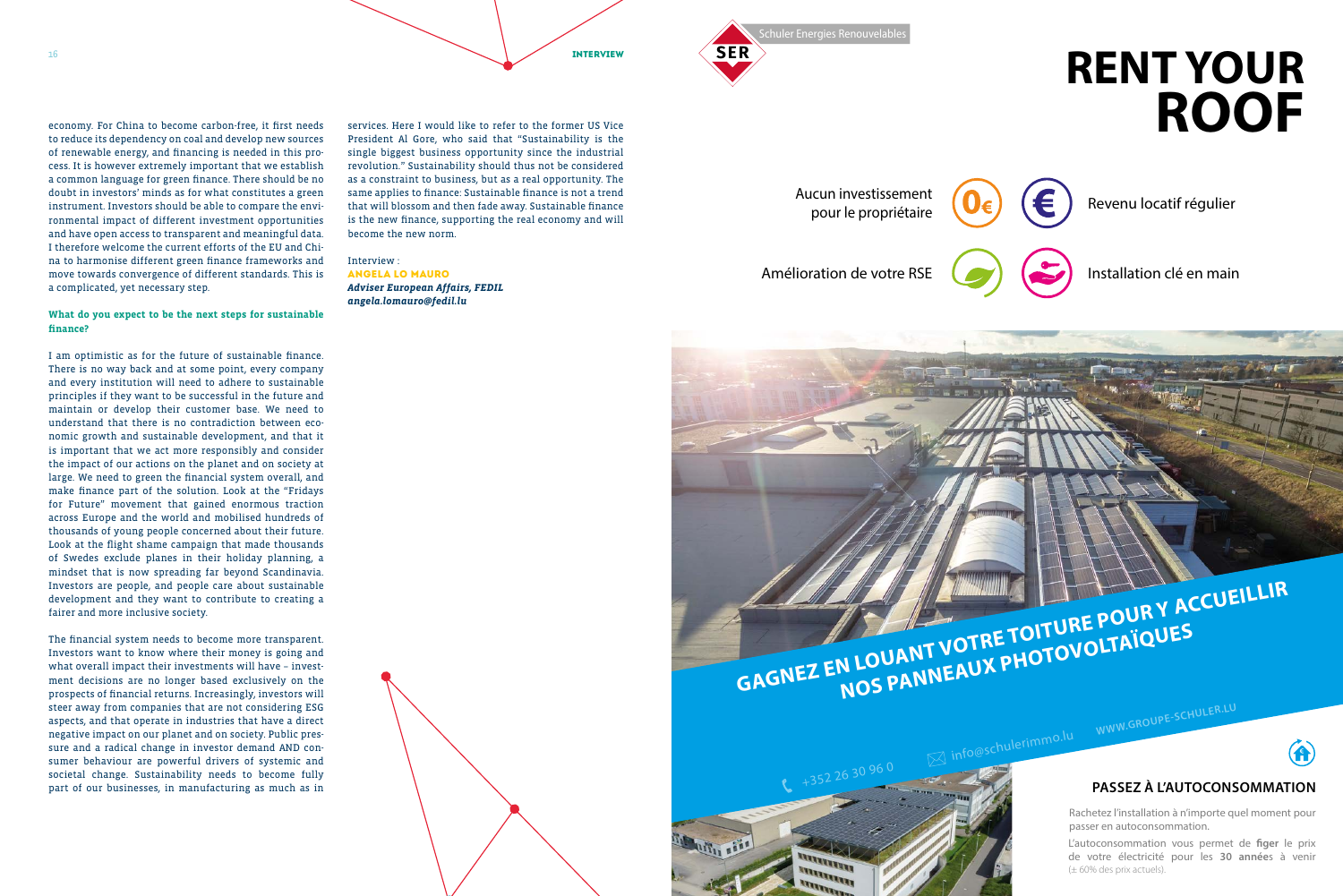economy. For China to become carbon-free, it first needs to reduce its dependency on coal and develop new sources of renewable energy, and financing is needed in this process. It is however extremely important that we establish a common language for green finance. There should be no doubt in investors' minds as for what constitutes a green instrument. Investors should be able to compare the environmental impact of different investment opportunities and have open access to transparent and meaningful data. I therefore welcome the current efforts of the EU and China to harmonise different green finance frameworks and move towards convergence of different standards. This is a complicated, yet necessary step.

**What do you expect to be the next steps for sustainable finance?**

I am optimistic as for the future of sustainable finance. There is no way back and at some point, every company and every institution will need to adhere to sustainable principles if they want to be successful in the future and maintain or develop their customer base. We need to understand that there is no contradiction between economic growth and sustainable development, and that it is important that we act more responsibly and consider the impact of our actions on the planet and on society at large. We need to green the financial system overall, and make finance part of the solution. Look at the "Fridays for Future" movement that gained enormous traction across Europe and the world and mobilised hundreds of thousands of young people concerned about their future. Look at the flight shame campaign that made thousands of Swedes exclude planes in their holiday planning, a mindset that is now spreading far beyond Scandinavia. Investors are people, and people care about sustainable development and they want to contribute to creating a fairer and more inclusive society.

The financial system needs to become more transparent. Investors want to know where their money is going and what overall impact their investments will have – investment decisions are no longer based exclusively on the prospects of financial returns. Increasingly, investors will steer away from companies that are not considering ESG aspects, and that operate in industries that have a direct negative impact on our planet and on society. Public pressure and a radical change in investor demand AND consumer behaviour are powerful drivers of systemic and societal change. Sustainability needs to become fully part of our businesses, in manufacturing as much as in services. Here I would like to refer to the former US Vice President Al Gore, who said that "Sustainability is the single biggest business opportunity since the industrial revolution." Sustainability should thus not be considered as a constraint to business, but as a real opportunity. The same applies to finance: Sustainable finance is not a trend that will blossom and then fade away. Sustainable finance is the new finance, supporting the real economy and will become the new norm.

Interview :
**ANGELA LO MAURO**
***Adviser European Affairs, FEDIL***
***angela.lomauro@fedil.lu***

SER
Schuler Energies Renouvelables

# RENT YOUR ROOF

Aucun investissement pour le propriétaire

Revenu locatif régulier

Amélioration de votre RSE

Installation clé en main

**GAGNEZ EN LOUANT VOTRE TOITURE POUR Y ACCUEILLIR NOS PANNEAUX PHOTOVOLTAÏQUES**

+352 26 30 96 0

info@schulerimmo.lu

WWW.GROUPE-SCHULER.LU

**PASSEZ À L'AUTOCONSOMMATION**

Rachetez l'installation à n'importe quel moment pour passer en autoconsommation.

L'autoconsommation vous permet de **figer** le prix de votre électricité pour les **30 années** à venir (± 60% des prix actuels).